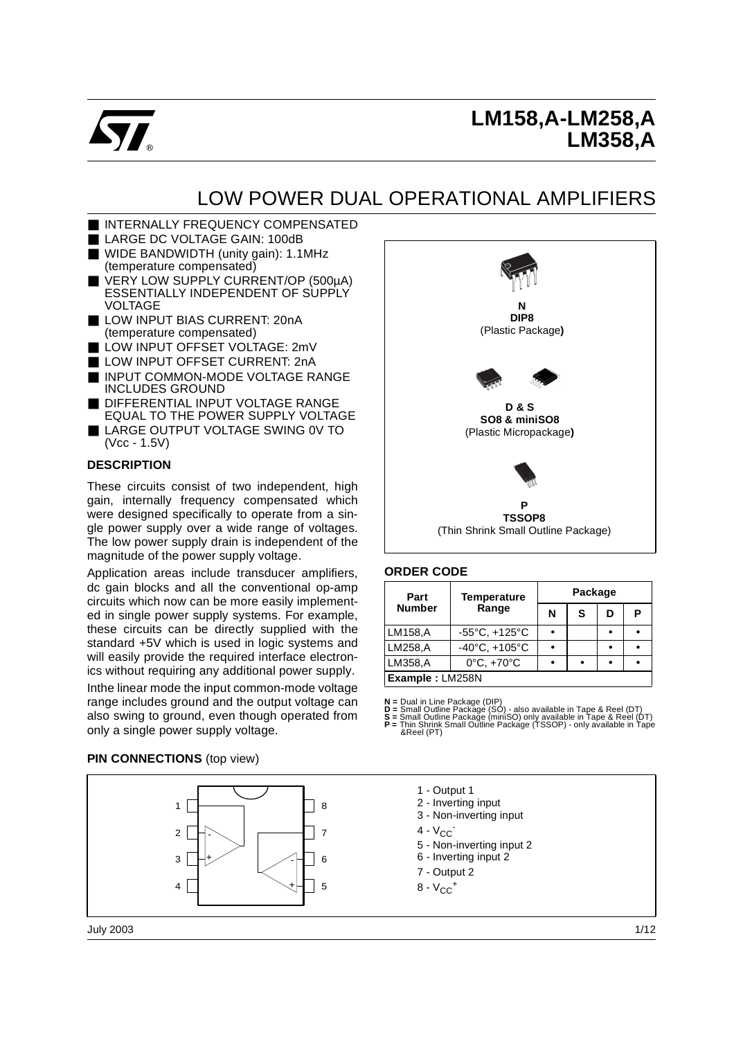# LM158,A-LM258,A
# LM358,A

## LOW POWER DUAL OPERATIONAL AMPLIFIERS

- INTERNALLY FREQUENCY COMPENSATED
- LARGE DC VOLTAGE GAIN: 100dB
- WIDE BANDWIDTH (unity gain): 1.1MHz (temperature compensated)
- VERY LOW SUPPLY CURRENT/OP (500µA) ESSENTIALLY INDEPENDENT OF SUPPLY VOLTAGE
- LOW INPUT BIAS CURRENT: 20nA (temperature compensated)
- LOW INPUT OFFSET VOLTAGE: 2mV
- LOW INPUT OFFSET CURRENT: 2nA
- INPUT COMMON-MODE VOLTAGE RANGE INCLUDES GROUND
- DIFFERENTIAL INPUT VOLTAGE RANGE EQUAL TO THE POWER SUPPLY VOLTAGE
- LARGE OUTPUT VOLTAGE SWING 0V TO (Vcc - 1.5V)

**N**
**DIP8**
(Plastic Package**)**

**D & S**
**SO8 & miniSO8**
(Plastic Micropackage**)**

**P**
**TSSOP8**
(Thin Shrink Small Outline Package)

### DESCRIPTION

These circuits consist of two independent, high gain, internally frequency compensated which were designed specifically to operate from a single power supply over a wide range of voltages. The low power supply drain is independent of the magnitude of the power supply voltage.

Application areas include transducer amplifiers, dc gain blocks and all the conventional op-amp circuits which now can be more easily implemented in single power supply systems. For example, these circuits can be directly supplied with the standard +5V which is used in logic systems and will easily provide the required interface electronics without requiring any additional power supply.

Inthe linear mode the input common-mode voltage range includes ground and the output voltage can also swing to ground, even though operated from only a single power supply voltage.

### ORDER CODE

| Part Number | Temperature Range | Package | | | |
|---|---|---|---|---|---|
| | | N | S | D | P |
| LM158,A | -55°C, +125°C | • | | • | • |
| LM258,A | -40°C, +105°C | • | | • | • |
| LM358,A | 0°C, +70°C | • | • | • | • |
| **Example :** LM258N | | | | | |

**N =** Dual in Line Package (DIP)
**D =** Small Outline Package (SO) - also available in Tape & Reel (DT)
**S =** Small Outline Package (miniSO) only available in Tape & Reel (DT)
**P =** Thin Shrink Small Outline Package (TSSOP) - only available in Tape &Reel (PT)

### PIN CONNECTIONS (top view)

1 - Output 1
2 - Inverting input
3 - Non-inverting input
4 - $V_{CC}^{-}$
5 - Non-inverting input 2
6 - Inverting input 2
7 - Output 2
8 - $V_{CC}^{+}$

July 2003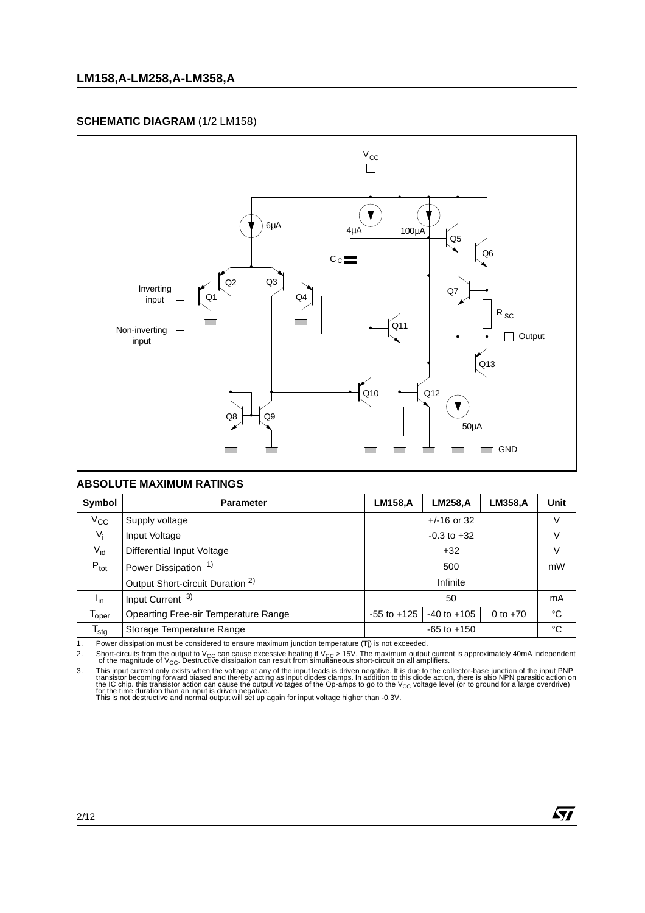## SCHEMATIC DIAGRAM (1/2 LM158)

$V_{CC}$

6µA

4µA

100µA

$C_C$

Q1 Q2 Q3 Q4 Q5 Q6 Q7 Q8 Q9 Q10 Q11 Q12 Q13

Inverting input

Non-inverting input

$R_{SC}$

Output

50µA

GND

## ABSOLUTE MAXIMUM RATINGS

| Symbol | Parameter | LM158,A | LM258,A | LM358,A | Unit |
|---|---|---|---|---|---|
| $V_{CC}$ | Supply voltage | +/-16 or 32 | | | V |
| $V_i$ | Input Voltage | -0.3 to +32 | | | V |
| $V_{id}$ | Differential Input Voltage | +32 | | | V |
| $P_{tot}$ | Power Dissipation [1] | 500 | | | mW |
| | Output Short-circuit Duration [2] | Infinite | | | |
| $I_{in}$ | Input Current [3] | 50 | | | mA |
| $T_{oper}$ | Opearting Free-air Temperature Range | -55 to +125 | -40 to +105 | 0 to +70 | °C |
| $T_{stg}$ | Storage Temperature Range | -65 to +150 | | | °C |

1. Power dissipation must be considered to ensure maximum junction temperature (Tj) is not exceeded.
2. Short-circuits from the output to $V_{CC}$ can cause excessive heating if $V_{CC}$ > 15V. The maximum output current is approximately 40mA independent of the magnitude of $V_{CC}$. Destructive dissipation can result from simultaneous short-circuit on all amplifiers.
3. This input current only exists when the voltage at any of the input leads is driven negative. It is due to the collector-base junction of the input PNP transistor becoming forward biased and thereby acting as input diodes clamps. In addition to this diode action, there is also NPN parasitic action on the IC chip. this transistor action can cause the output voltages of the Op-amps to go to the $V_{CC}$ voltage level (or to ground for a large overdrive) for the time duration than an input is driven negative.
   This is not destructive and normal output will set up again for input voltage higher than -0.3V.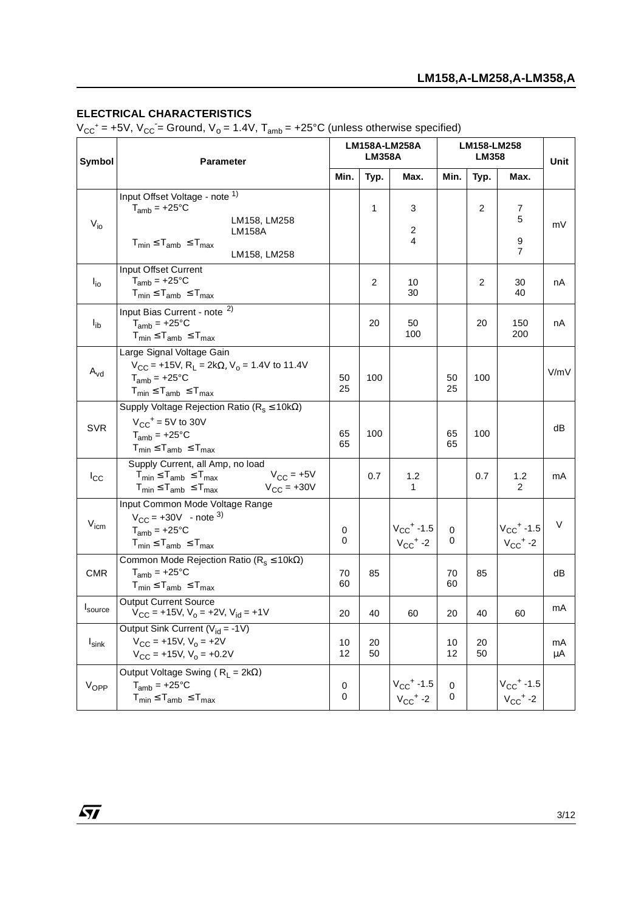## ELECTRICAL CHARACTERISTICS

$V_{CC}^+ = +5V$, $V_{CC}^- =$ Ground, $V_o = 1.4V$, $T_{amb} = +25°C$ (unless otherwise specified)

| Symbol | Parameter | LM158A-LM258A LM358A | | | LM158-LM258 LM358 | | | Unit |
|---|---|---|---|---|---|---|---|---|
| | | Min. | Typ. | Max. | Min. | Typ. | Max. | |
| $V_{io}$ | Input Offset Voltage - note 1)<br>$T_{amb} = +25°C$<br>LM158, LM258<br>LM158A<br>$T_{min} \le T_{amb} \le T_{max}$<br>LM158, LM258 | | 1 | 3<br><br>2<br>4 | | 2 | 7<br>5<br><br>9<br>7 | mV |
| $I_{io}$ | Input Offset Current<br>$T_{amb} = +25°C$<br>$T_{min} \le T_{amb} \le T_{max}$ | | 2 | 10<br>30 | | 2 | 30<br>40 | nA |
| $I_{ib}$ | Input Bias Current - note 2)<br>$T_{amb} = +25°C$<br>$T_{min} \le T_{amb} \le T_{max}$ | | 20 | 50<br>100 | | 20 | 150<br>200 | nA |
| $A_{vd}$ | Large Signal Voltage Gain<br>$V_{CC} = +15V$, $R_L = 2k\Omega$, $V_o = 1.4V$ to $11.4V$<br>$T_{amb} = +25°C$<br>$T_{min} \le T_{amb} \le T_{max}$ | 50<br>25 | 100 | | 50<br>25 | 100 | | V/mV |
| SVR | Supply Voltage Rejection Ratio ($R_s \le 10k\Omega$)<br>$V_{CC}^+ = 5V$ to $30V$<br>$T_{amb} = +25°C$<br>$T_{min} \le T_{amb} \le T_{max}$ | 65<br>65 | 100 | | 65<br>65 | 100 | | dB |
| $I_{CC}$ | Supply Current, all Amp, no load<br>$T_{min} \le T_{amb} \le T_{max}$ $V_{CC} = +5V$<br>$T_{min} \le T_{amb} \le T_{max}$ $V_{CC} = +30V$ | | 0.7 | 1.2<br>1 | | 0.7 | 1.2<br>2 | mA |
| $V_{icm}$ | Input Common Mode Voltage Range<br>$V_{CC} = +30V$ - note 3)<br>$T_{amb} = +25°C$<br>$T_{min} \le T_{amb} \le T_{max}$ | 0<br>0 | | $V_{CC}^+ -1.5$<br>$V_{CC}^+ -2$ | 0<br>0 | | $V_{CC}^+ -1.5$<br>$V_{CC}^+ -2$ | V |
| CMR | Common Mode Rejection Ratio ($R_s \le 10k\Omega$)<br>$T_{amb} = +25°C$<br>$T_{min} \le T_{amb} \le T_{max}$ | 70<br>60 | 85 | | 70<br>60 | 85 | | dB |
| $I_{source}$ | Output Current Source<br>$V_{CC} = +15V$, $V_o = +2V$, $V_{id} = +1V$ | 20 | 40 | 60 | 20 | 40 | 60 | mA |
| $I_{sink}$ | Output Sink Current ($V_{id} = -1V$)<br>$V_{CC} = +15V$, $V_o = +2V$<br>$V_{CC} = +15V$, $V_o = +0.2V$ | 10<br>12 | 20<br>50 | | 10<br>12 | 20<br>50 | | mA<br>µA |
| $V_{OPP}$ | Output Voltage Swing ( $R_L = 2k\Omega$)<br>$T_{amb} = +25°C$<br>$T_{min} \le T_{amb} \le T_{max}$ | 0<br>0 | | $V_{CC}^+ -1.5$<br>$V_{CC}^+ -2$ | 0<br>0 | | $V_{CC}^+ -1.5$<br>$V_{CC}^+ -2$ | |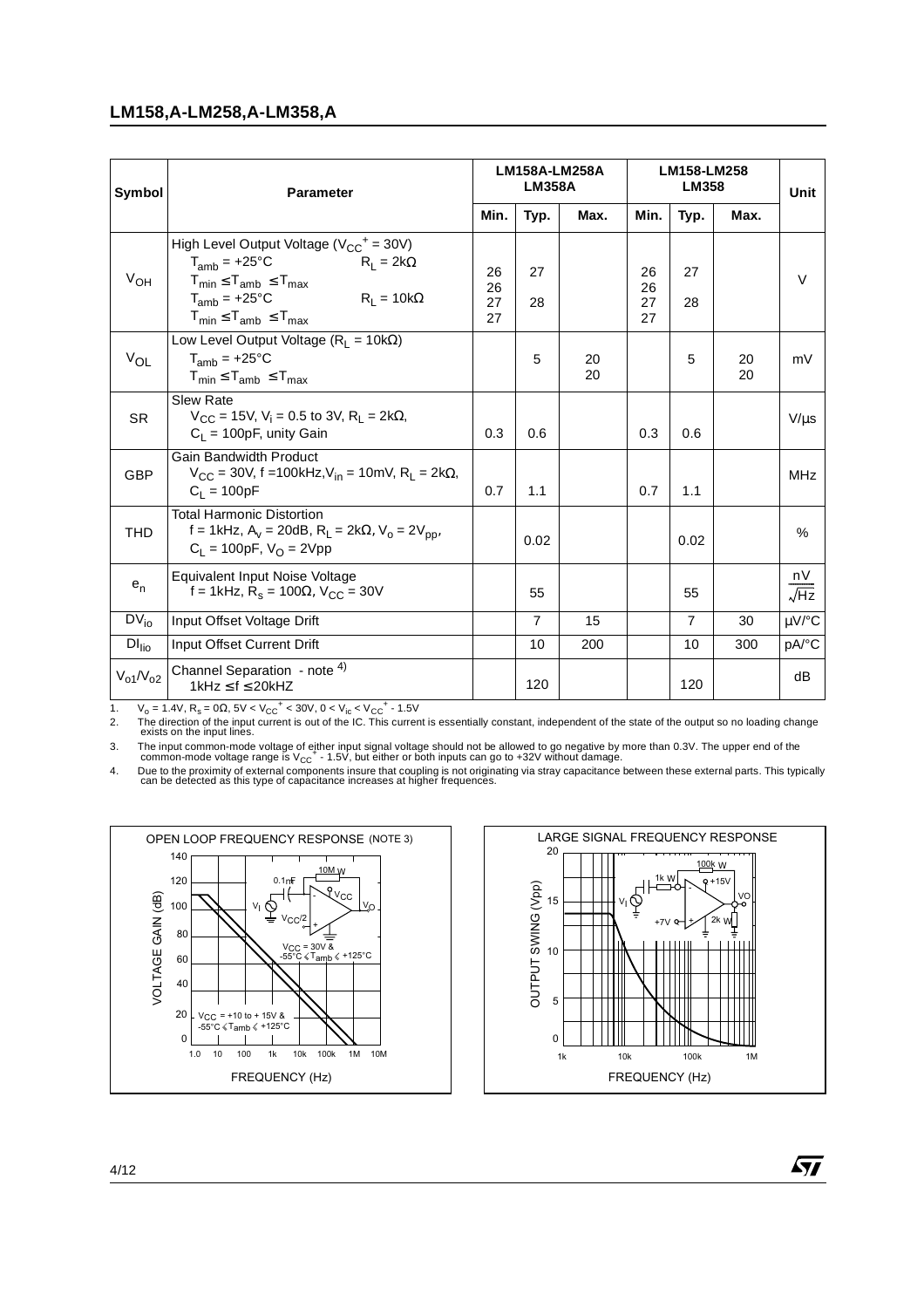| Symbol | Parameter | LM158A-LM258A LM358A | | | LM158-LM258 LM358 | | | Unit |
|---|---|---|---|---|---|---|---|---|
| | | Min. | Typ. | Max. | Min. | Typ. | Max. | |
| $V_{OH}$ | High Level Output Voltage ($V_{CC}^+$ = 30V) $T_{amb}$ = +25°C $R_L$ = 2kΩ $T_{min} \le T_{amb} \le T_{max}$ $T_{amb}$ = +25°C $R_L$ = 10kΩ $T_{min} \le T_{amb} \le T_{max}$ | 26 26 27 27 | 27 28 | | 26 26 27 27 | 27 28 | | V |
| $V_{OL}$ | Low Level Output Voltage ($R_L$ = 10kΩ) $T_{amb}$ = +25°C $T_{min} \le T_{amb} \le T_{max}$ | | 5 | 20 20 | | 5 | 20 20 | mV |
| SR | Slew Rate $V_{CC}$ = 15V, $V_i$ = 0.5 to 3V, $R_L$ = 2kΩ, $C_L$ = 100pF, unity Gain | 0.3 | 0.6 | | 0.3 | 0.6 | | V/µs |
| GBP | Gain Bandwidth Product $V_{CC}$ = 30V, f =100kHz,$V_{in}$ = 10mV, $R_L$ = 2kΩ, $C_L$ = 100pF | 0.7 | 1.1 | | 0.7 | 1.1 | | MHz |
| THD | Total Harmonic Distortion f = 1kHz, $A_v$ = 20dB, $R_L$ = 2kΩ, $V_o$ = 2$V_{pp}$, $C_L$ = 100pF, $V_O$ = 2Vpp | | 0.02 | | | 0.02 | | % |
| $e_n$ | Equivalent Input Noise Voltage f = 1kHz, $R_s$ = 100Ω, $V_{CC}$ = 30V | | 55 | | | 55 | | $\frac{nV}{\sqrt{Hz}}$ |
| $DV_{io}$ | Input Offset Voltage Drift | | 7 | 15 | | 7 | 30 | µV/°C |
| $DI_{Iio}$ | Input Offset Current Drift | | 10 | 200 | | 10 | 300 | pA/°C |
| $V_{o1}/V_{o2}$ | Channel Separation - note 4) 1kHz ≤ f ≤ 20kHZ | | 120 | | | 120 | | dB |

1. $V_o$ = 1.4V, $R_s$ = 0Ω, 5V < $V_{CC}^+$ < 30V, 0 < $V_{ic}$ < $V_{CC}^+$ - 1.5V
2. The direction of the input current is out of the IC. This current is essentially constant, independent of the state of the output so no loading change exists on the input lines.
3. The input common-mode voltage of either input signal voltage should not be allowed to go negative by more than 0.3V. The upper end of the common-mode voltage range is $V_{CC}^+$ - 1.5V, but either or both inputs can go to +32V without damage.
4. Due to the proximity of external components insure that coupling is not originating via stray capacitance between these external parts. This typically can be detected as this type of capacitance increases at higher frequences.

OPEN LOOP FREQUENCY RESPONSE (NOTE 3)

LARGE SIGNAL FREQUENCY RESPONSE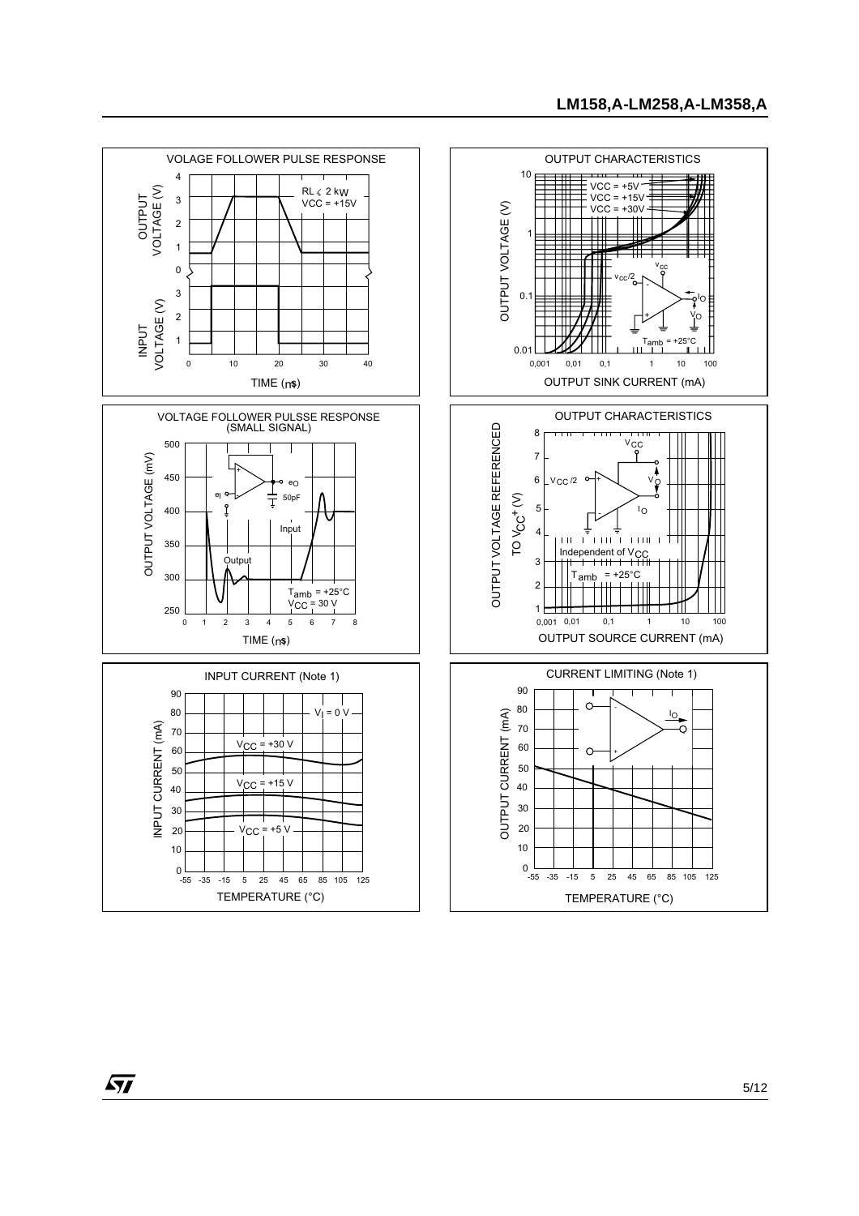VOLAGE FOLLOWER PULSE RESPONSE

OUTPUT VOLTAGE (V)

RL ≤ 2 kΩ
VCC = +15V

INPUT VOLTAGE (V)

TIME (μs)

OUTPUT CHARACTERISTICS

VCC = +5V
VCC = +15V
VCC = +30V

OUTPUT VOLTAGE (V)

$T_{amb}$ = +25°C

OUTPUT SINK CURRENT (mA)

VOLTAGE FOLLOWER PULSSE RESPONSE (SMALL SIGNAL)

OUTPUT VOLTAGE (mV)

Input

Output

$T_{amb}$ = +25°C
$V_{CC}$ = 30 V

TIME (μs)

OUTPUT CHARACTERISTICS

OUTPUT VOLTAGE REFERENCED TO $V_{CC}^+$ (V)

Independent of $V_{CC}$
$T_{amb}$ = +25°C

OUTPUT SOURCE CURRENT (mA)

INPUT CURRENT (Note 1)

$V_I$ = 0 V

$V_{CC}$ = +30 V

$V_{CC}$ = +15 V

$V_{CC}$ = +5 V

INPUT CURRENT (mA)

TEMPERATURE (°C)

CURRENT LIMITING (Note 1)

OUTPUT CURRENT (mA)

TEMPERATURE (°C)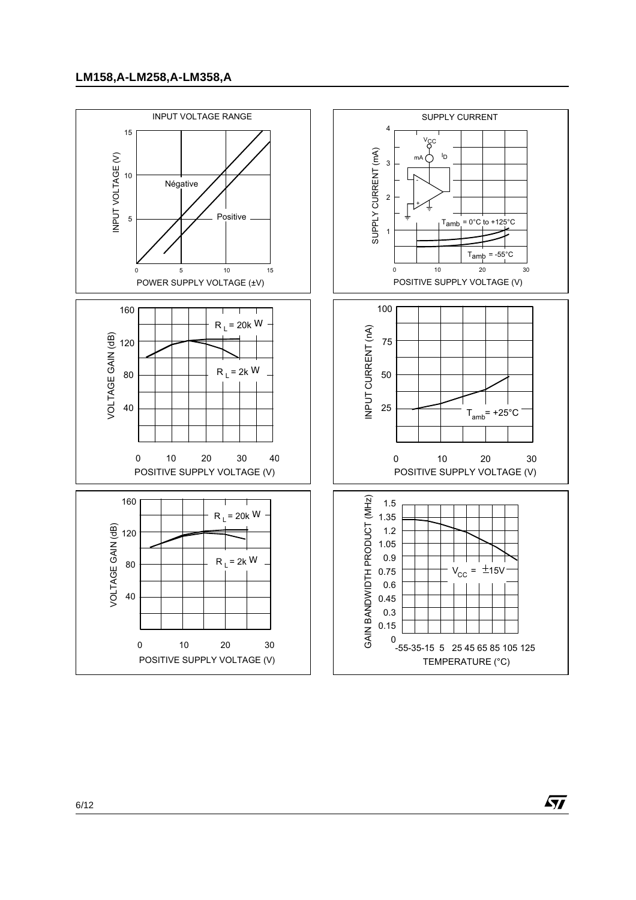INPUT VOLTAGE RANGE

INPUT VOLTAGE (V)

Négative

Positive

POWER SUPPLY VOLTAGE (±V)

SUPPLY CURRENT

SUPPLY CURRENT (mA)

$V_{CC}$

mA

$I_D$

$T_{amb}$ = 0°C to +125°C

$T_{amb}$ = -55°C

POSITIVE SUPPLY VOLTAGE (V)

VOLTAGE GAIN (dB)

$R_L$ = 20k W

$R_L$ = 2k W

POSITIVE SUPPLY VOLTAGE (V)

INPUT CURRENT (nA)

$T_{amb}$= +25°C

POSITIVE SUPPLY VOLTAGE (V)

VOLTAGE GAIN (dB)

$R_L$ = 20k W

$R_L$ = 2k W

POSITIVE SUPPLY VOLTAGE (V)

GAIN BANDWIDTH PRODUCT (MHz)

$V_{CC}$ = ±15V

TEMPERATURE (°C)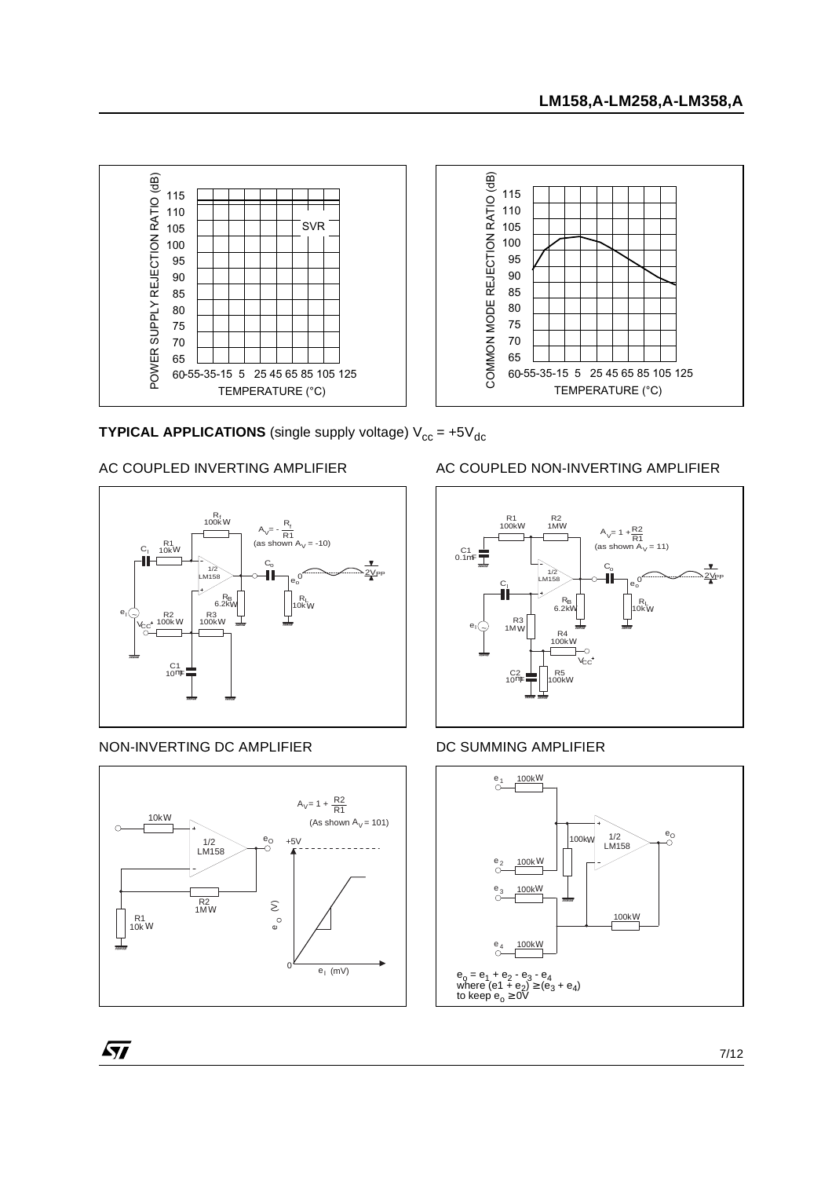**TYPICAL APPLICATIONS** (single supply voltage) $V_{cc}$ = +5$V_{dc}$

AC COUPLED INVERTING AMPLIFIER

AC COUPLED NON-INVERTING AMPLIFIER

NON-INVERTING DC AMPLIFIER

DC SUMMING AMPLIFIER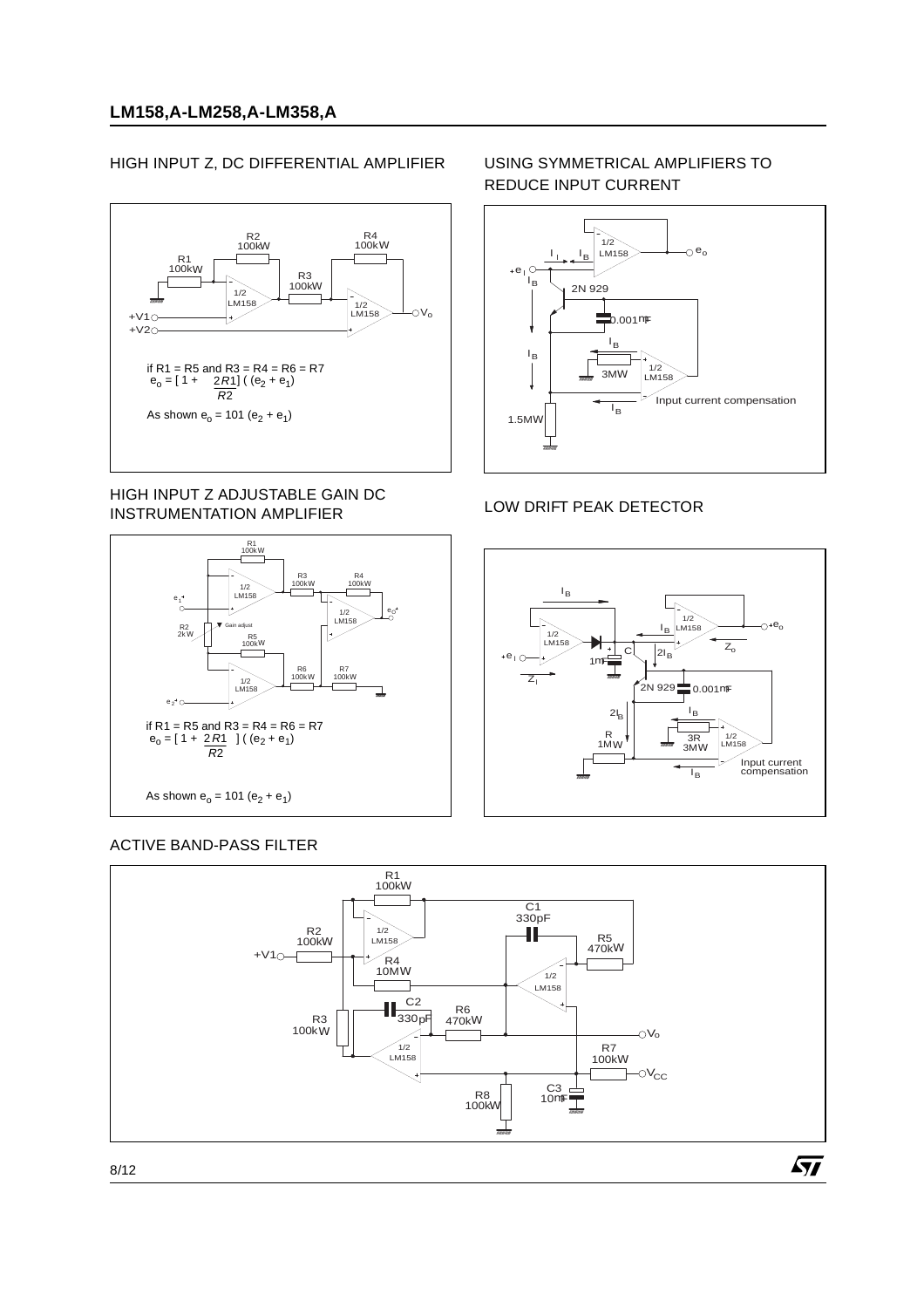## HIGH INPUT Z, DC DIFFERENTIAL AMPLIFIER

R1 100kW, R2 100kW, R3 100kW, R4 100kW, 1/2 LM158, 1/2 LM158, +V1, +V2, $V_o$

if R1 = R5 and R3 = R4 = R6 = R7

$$e_o = \left[1 + \frac{2R1}{R2}\right](e_2 + e_1)$$

As shown $e_o = 101\ (e_2 + e_1)$

## USING SYMMETRICAL AMPLIFIERS TO REDUCE INPUT CURRENT

$e_I$, $I_I$, $I_B$, 1/2 LM158, $e_o$, 2N 929, 0.001mF, 3MW, 1/2 LM158, 1.5MW

Input current compensation

## HIGH INPUT Z ADJUSTABLE GAIN DC INSTRUMENTATION AMPLIFIER

R1 100kW, R2 2kW, Gain adjust, R3 100kW, R4 100kW, R5 100kW, R6 100kW, R7 100kW, $e_1$, $e_2$, $e_O$, 1/2 LM158

if R1 = R5 and R3 = R4 = R6 = R7

$$e_o = \left[1 + \frac{2R1}{R2}\right](e_2 + e_1)$$

As shown $e_o = 101\ (e_2 + e_1)$

## LOW DRIFT PEAK DETECTOR

$I_B$, $e_I$, $Z_I$, 1/2 LM158, C 1mF, $2I_B$, 2N 929, 0.001mF, R 1MW, 3R 3MW, 1/2 LM158, $e_o$, $Z_o$

Input current compensation

## ACTIVE BAND-PASS FILTER

R1 100kW, R2 100kW, R3 100kW, R4 10MW, R5 470kW, R6 470kW, R7 100kW, R8 100kW, C1 330pF, C2 330pF, C3 10mF, +V1, $V_o$, $V_{CC}$, 1/2 LM158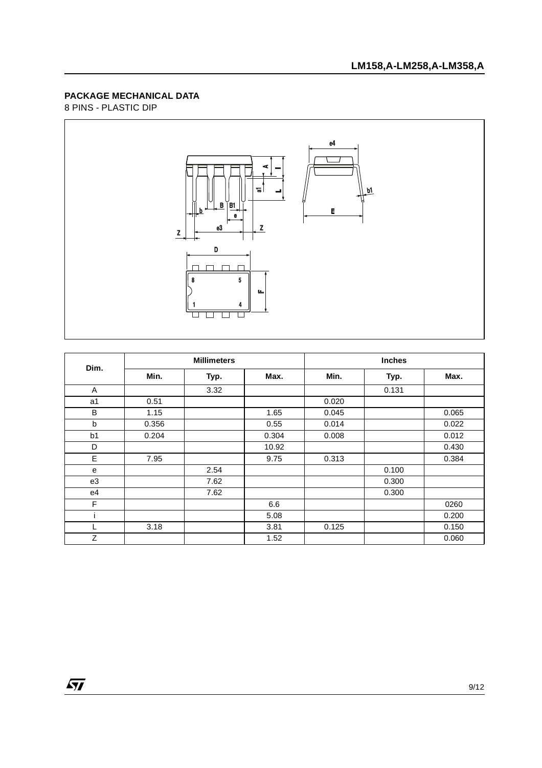## PACKAGE MECHANICAL DATA

8 PINS - PLASTIC DIP

| Dim. | Millimeters | | | Inches | | |
|---|---|---|---|---|---|---|
| | Min. | Typ. | Max. | Min. | Typ. | Max. |
| A | | 3.32 | | | 0.131 | |
| a1 | 0.51 | | | 0.020 | | |
| B | 1.15 | | 1.65 | 0.045 | | 0.065 |
| b | 0.356 | | 0.55 | 0.014 | | 0.022 |
| b1 | 0.204 | | 0.304 | 0.008 | | 0.012 |
| D | | | 10.92 | | | 0.430 |
| E | 7.95 | | 9.75 | 0.313 | | 0.384 |
| e | | 2.54 | | | 0.100 | |
| e3 | | 7.62 | | | 0.300 | |
| e4 | | 7.62 | | | 0.300 | |
| F | | | 6.6 | | | 0260 |
| i | | | 5.08 | | | 0.200 |
| L | 3.18 | | 3.81 | 0.125 | | 0.150 |
| Z | | | 1.52 | | | 0.060 |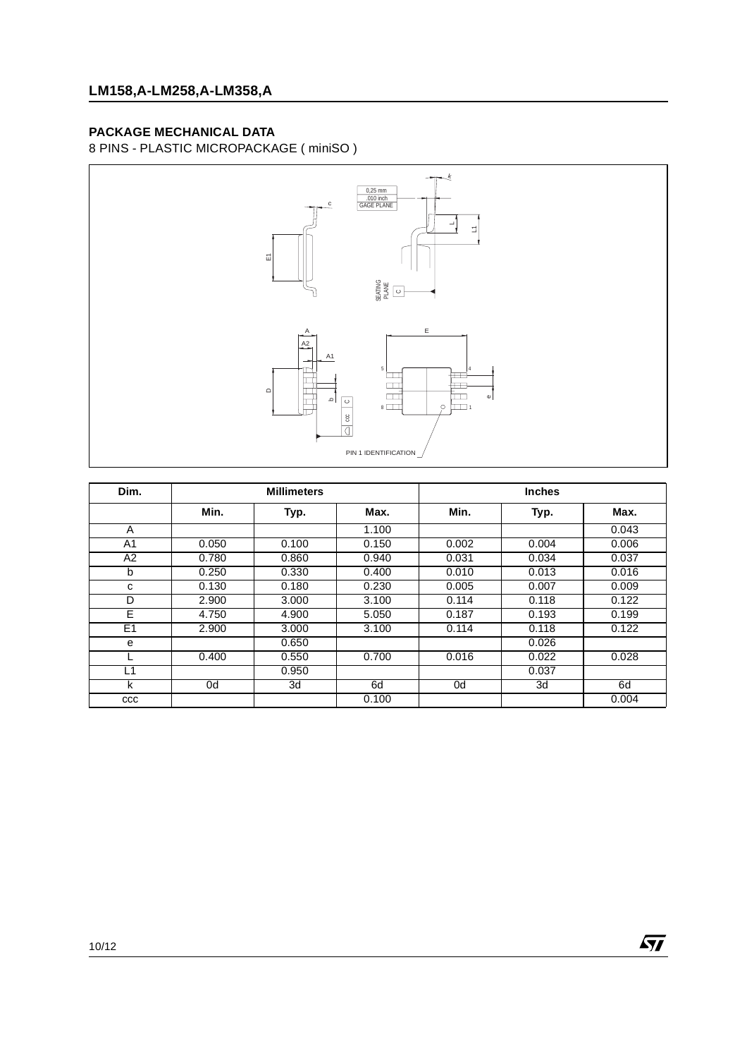## PACKAGE MECHANICAL DATA

8 PINS - PLASTIC MICROPACKAGE ( miniSO )

| Dim. | Millimeters | | | Inches | | |
|---|---|---|---|---|---|---|
| | Min. | Typ. | Max. | Min. | Typ. | Max. |
| A | | | 1.100 | | | 0.043 |
| A1 | 0.050 | 0.100 | 0.150 | 0.002 | 0.004 | 0.006 |
| A2 | 0.780 | 0.860 | 0.940 | 0.031 | 0.034 | 0.037 |
| b | 0.250 | 0.330 | 0.400 | 0.010 | 0.013 | 0.016 |
| c | 0.130 | 0.180 | 0.230 | 0.005 | 0.007 | 0.009 |
| D | 2.900 | 3.000 | 3.100 | 0.114 | 0.118 | 0.122 |
| E | 4.750 | 4.900 | 5.050 | 0.187 | 0.193 | 0.199 |
| E1 | 2.900 | 3.000 | 3.100 | 0.114 | 0.118 | 0.122 |
| e | | 0.650 | | | 0.026 | |
| L | 0.400 | 0.550 | 0.700 | 0.016 | 0.022 | 0.028 |
| L1 | | 0.950 | | | 0.037 | |
| k | 0d | 3d | 6d | 0d | 3d | 6d |
| ccc | | | 0.100 | | | 0.004 |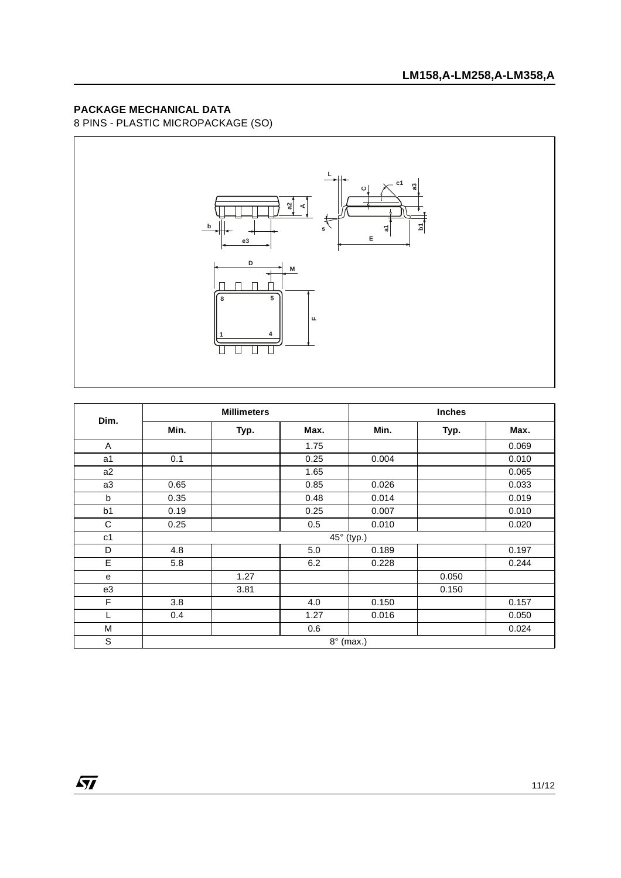## PACKAGE MECHANICAL DATA

8 PINS - PLASTIC MICROPACKAGE (SO)

| Dim. | Millimeters | | | Inches | | |
|---|---|---|---|---|---|---|
| | Min. | Typ. | Max. | Min. | Typ. | Max. |
| A | | | 1.75 | | | 0.069 |
| a1 | 0.1 | | 0.25 | 0.004 | | 0.010 |
| a2 | | | 1.65 | | | 0.065 |
| a3 | 0.65 | | 0.85 | 0.026 | | 0.033 |
| b | 0.35 | | 0.48 | 0.014 | | 0.019 |
| b1 | 0.19 | | 0.25 | 0.007 | | 0.010 |
| C | 0.25 | | 0.5 | 0.010 | | 0.020 |
| c1 | 45° (typ.) | | | | | |
| D | 4.8 | | 5.0 | 0.189 | | 0.197 |
| E | 5.8 | | 6.2 | 0.228 | | 0.244 |
| e | | 1.27 | | | 0.050 | |
| e3 | | 3.81 | | | 0.150 | |
| F | 3.8 | | 4.0 | 0.150 | | 0.157 |
| L | 0.4 | | 1.27 | 0.016 | | 0.050 |
| M | | | 0.6 | | | 0.024 |
| S | 8° (max.) | | | | | |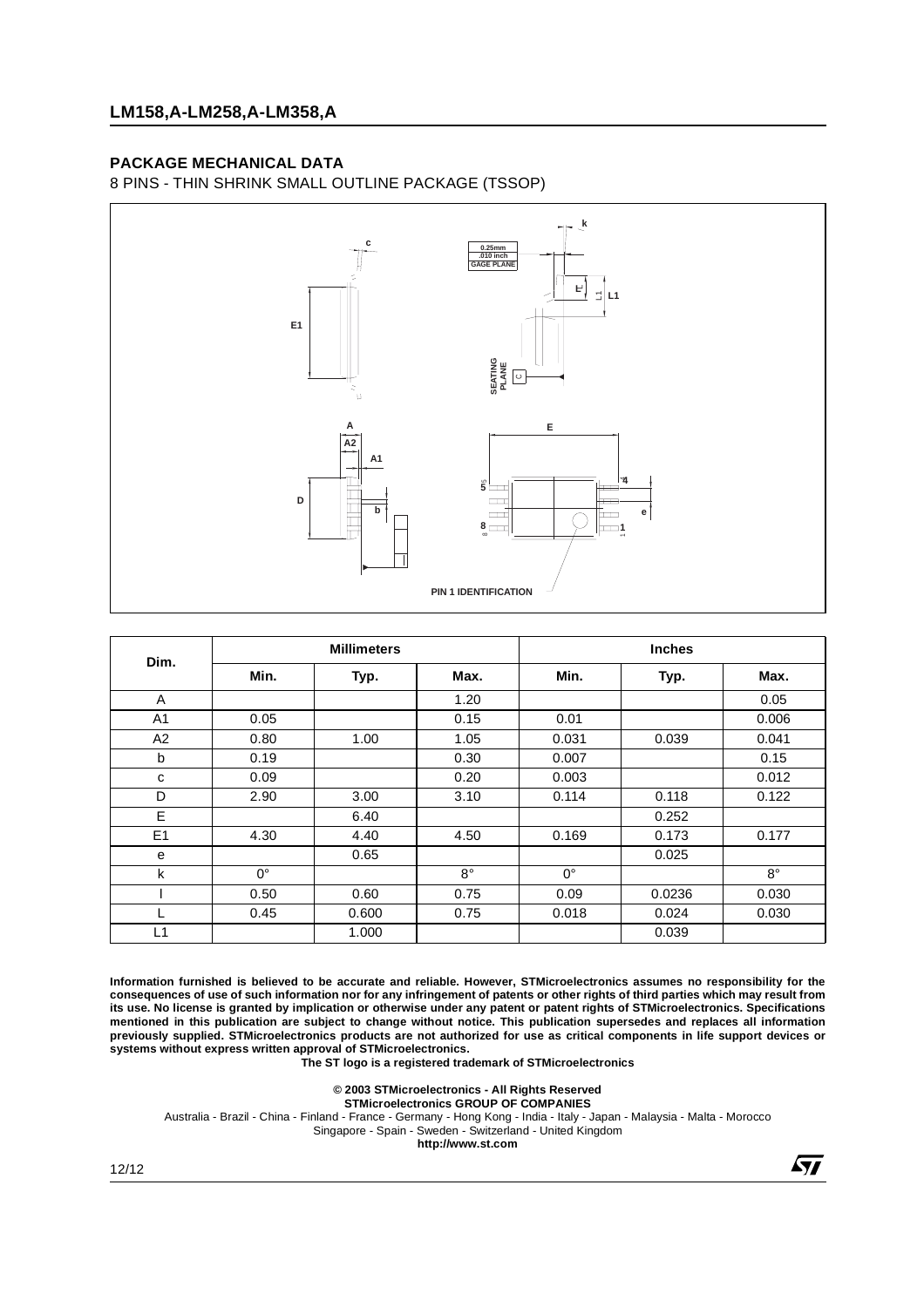## PACKAGE MECHANICAL DATA

8 PINS - THIN SHRINK SMALL OUTLINE PACKAGE (TSSOP)

c

0.25mm
.010 inch
GAGE PLANE

k

L1

E1

SEATING PLANE

C

A

A2

A1

E

D

b

5

4

e

8

1

PIN 1 IDENTIFICATION

| Dim. | Millimeters | | | Inches | | |
|---|---|---|---|---|---|---|
| | Min. | Typ. | Max. | Min. | Typ. | Max. |
| A | | | 1.20 | | | 0.05 |
| A1 | 0.05 | | 0.15 | 0.01 | | 0.006 |
| A2 | 0.80 | 1.00 | 1.05 | 0.031 | 0.039 | 0.041 |
| b | 0.19 | | 0.30 | 0.007 | | 0.15 |
| c | 0.09 | | 0.20 | 0.003 | | 0.012 |
| D | 2.90 | 3.00 | 3.10 | 0.114 | 0.118 | 0.122 |
| E | | 6.40 | | | 0.252 | |
| E1 | 4.30 | 4.40 | 4.50 | 0.169 | 0.173 | 0.177 |
| e | | 0.65 | | | 0.025 | |
| k | 0° | | 8° | 0° | | 8° |
| l | 0.50 | 0.60 | 0.75 | 0.09 | 0.0236 | 0.030 |
| L | 0.45 | 0.600 | 0.75 | 0.018 | 0.024 | 0.030 |
| L1 | | 1.000 | | | 0.039 | |

**Information furnished is believed to be accurate and reliable. However, STMicroelectronics assumes no responsibility for the consequences of use of such information nor for any infringement of patents or other rights of third parties which may result from its use. No license is granted by implication or otherwise under any patent or patent rights of STMicroelectronics. Specifications mentioned in this publication are subject to change without notice. This publication supersedes and replaces all information previously supplied. STMicroelectronics products are not authorized for use as critical components in life support devices or systems without express written approval of STMicroelectronics.**

**The ST logo is a registered trademark of STMicroelectronics**

**© 2003 STMicroelectronics - All Rights Reserved**

**STMicroelectronics GROUP OF COMPANIES**

Australia - Brazil - China - Finland - France - Germany - Hong Kong - India - Italy - Japan - Malaysia - Malta - Morocco
Singapore - Spain - Sweden - Switzerland - United Kingdom

**http://www.st.com**